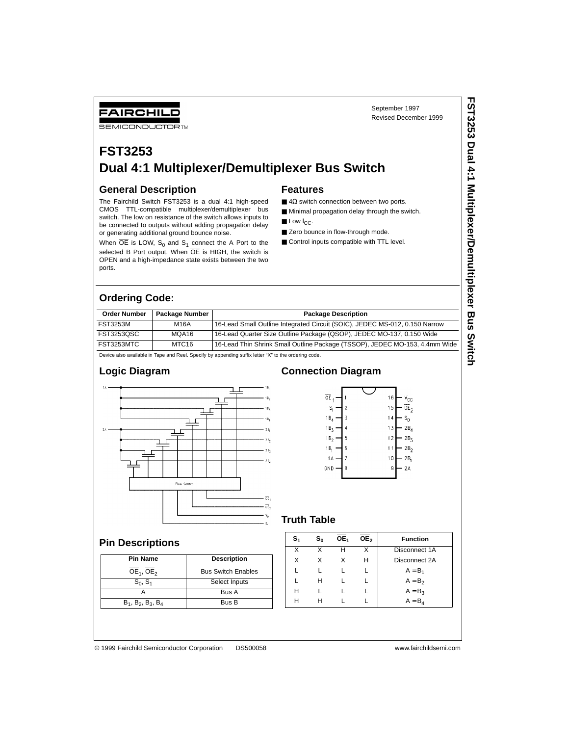FAIRCHILD SEMICONDUCTOR™

September 1997
Revised December 1999

# FST3253
# Dual 4:1 Multiplexer/Demultiplexer Bus Switch

## General Description

The Fairchild Switch FST3253 is a dual 4:1 high-speed CMOS TTL-compatible multiplexer/demultiplexer bus switch. The low on resistance of the switch allows inputs to be connected to outputs without adding propagation delay or generating additional ground bounce noise.

When $\overline{OE}$ is LOW, $S_0$ and $S_1$ connect the A Port to the selected B Port output. When $\overline{OE}$ is HIGH, the switch is OPEN and a high-impedance state exists between the two ports.

## Features

- 4Ω switch connection between two ports.
- Minimal propagation delay through the switch.
- Low $I_{CC}$.
- Zero bounce in flow-through mode.
- Control inputs compatible with TTL level.

## Ordering Code:

| Order Number | Package Number | Package Description |
|---|---|---|
| FST3253M | M16A | 16-Lead Small Outline Integrated Circuit (SOIC), JEDEC MS-012, 0.150 Narrow |
| FST3253QSC | MQA16 | 16-Lead Quarter Size Outline Package (QSOP), JEDEC MO-137, 0.150 Wide |
| FST3253MTC | MTC16 | 16-Lead Thin Shrink Small Outline Package (TSSOP), JEDEC MO-153, 4.4mm Wide |

Device also available in Tape and Reel. Specify by appending suffix letter "X" to the ordering code.

## Logic Diagram

## Connection Diagram

## Pin Descriptions

| Pin Name | Description |
|---|---|
| $\overline{OE}_1$, $\overline{OE}_2$ | Bus Switch Enables |
| $S_0$, $S_1$ | Select Inputs |
| A | Bus A |
| $B_1$, $B_2$, $B_3$, $B_4$ | Bus B |

## Truth Table

| $S_1$ | $S_0$ | $\overline{OE}_1$ | $\overline{OE}_2$ | Function |
|---|---|---|---|---|
| X | X | H | X | Disconnect 1A |
| X | X | X | H | Disconnect 2A |
| L | L | L | L | $A = B_1$ |
| L | H | L | L | $A = B_2$ |
| H | L | L | L | $A = B_3$ |
| H | H | L | L | $A = B_4$ |

© 1999 Fairchild Semiconductor Corporation DS500058 www.fairchildsemi.com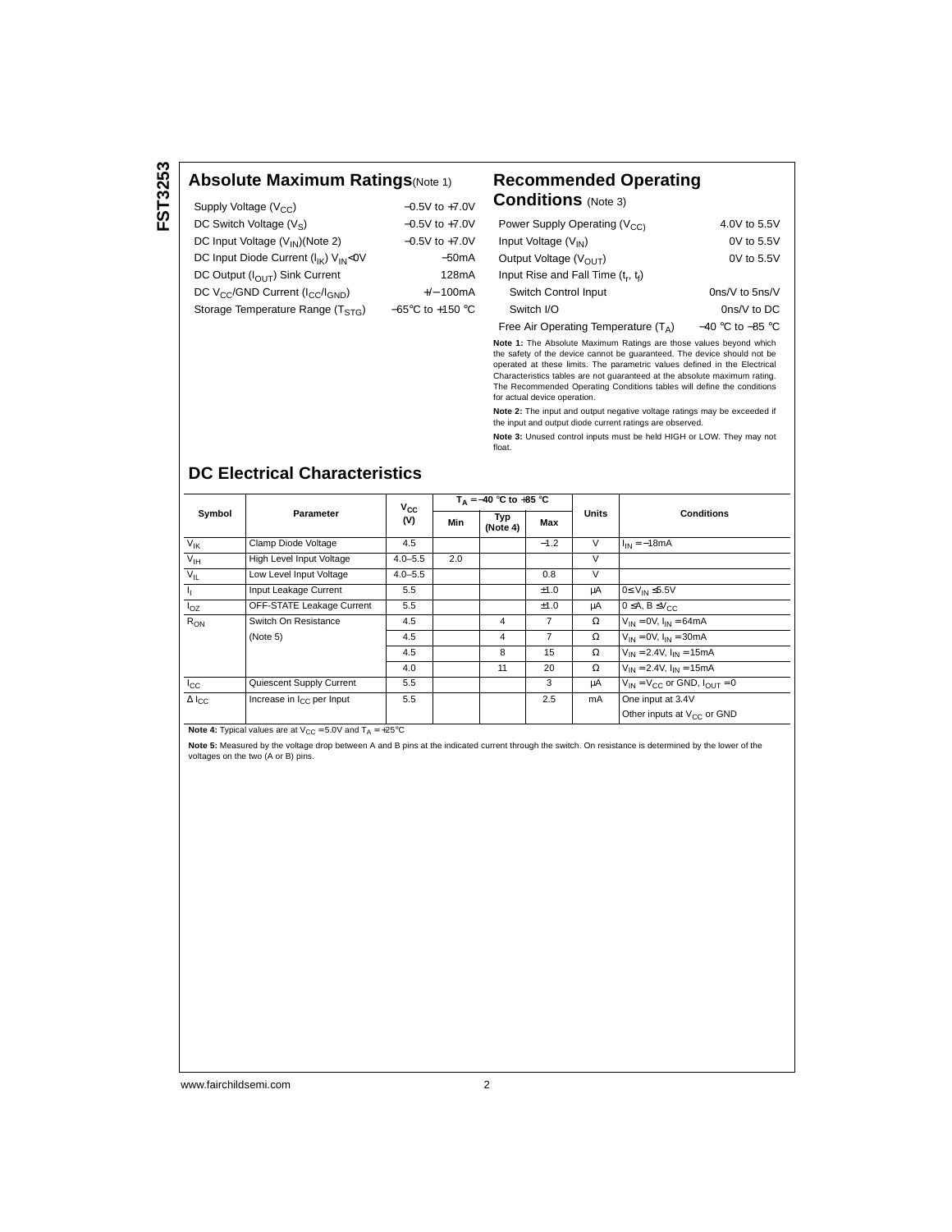## Absolute Maximum Ratings (Note 1)

| | |
|---|---|
| Supply Voltage ($V_{CC}$) | −0.5V to +7.0V |
| DC Switch Voltage ($V_S$) | −0.5V to +7.0V |
| DC Input Voltage ($V_{IN}$)(Note 2) | −0.5V to +7.0V |
| DC Input Diode Current ($I_{IK}$) $V_{IN}$<0V | −50mA |
| DC Output ($I_{OUT}$) Sink Current | 128mA |
| DC $V_{CC}$/GND Current ($I_{CC}$/$I_{GND}$) | +/−100mA |
| Storage Temperature Range ($T_{STG}$) | −65°C to +150 °C |

## Recommended Operating Conditions (Note 3)

| | |
|---|---|
| Power Supply Operating ($V_{CC}$) | 4.0V to 5.5V |
| Input Voltage ($V_{IN}$) | 0V to 5.5V |
| Output Voltage ($V_{OUT}$) | 0V to 5.5V |
| Input Rise and Fall Time ($t_r$, $t_f$) | |
| Switch Control Input | 0ns/V to 5ns/V |
| Switch I/O | 0ns/V to DC |
| Free Air Operating Temperature ($T_A$) | −40 °C to −85 °C |

**Note 1:** The Absolute Maximum Ratings are those values beyond which the safety of the device cannot be guaranteed. The device should not be operated at these limits. The parametric values defined in the Electrical Characteristics tables are not guaranteed at the absolute maximum rating. The Recommended Operating Conditions tables will define the conditions for actual device operation.

**Note 2:** The input and output negative voltage ratings may be exceeded if the input and output diode current ratings are observed.

**Note 3:** Unused control inputs must be held HIGH or LOW. They may not float.

## DC Electrical Characteristics

| Symbol | Parameter | $V_{CC}$ (V) | $T_A$ = −40 °C to +85 °C | | | Units | Conditions |
|---|---|---|---|---|---|---|---|
| | | | Min | Typ (Note 4) | Max | | |
| $V_{IK}$ | Clamp Diode Voltage | 4.5 | | | −1.2 | V | $I_{IN}$ = −18mA |
| $V_{IH}$ | High Level Input Voltage | 4.0–5.5 | 2.0 | | | V | |
| $V_{IL}$ | Low Level Input Voltage | 4.0–5.5 | | | 0.8 | V | |
| $I_I$ | Input Leakage Current | 5.5 | | | ±1.0 | μA | 0≤ $V_{IN}$ ≤5.5V |
| $I_{OZ}$ | OFF-STATE Leakage Current | 5.5 | | | ±1.0 | μA | 0 ≤A, B ≤$V_{CC}$ |
| $R_{ON}$ | Switch On Resistance | 4.5 | | 4 | 7 | Ω | $V_{IN}$ = 0V, $I_{IN}$ = 64mA |
| | (Note 5) | 4.5 | | 4 | 7 | Ω | $V_{IN}$ = 0V, $I_{IN}$ = 30mA |
| | | 4.5 | | 8 | 15 | Ω | $V_{IN}$ = 2.4V, $I_{IN}$ = 15mA |
| | | 4.0 | | 11 | 20 | Ω | $V_{IN}$ = 2.4V, $I_{IN}$ = 15mA |
| $I_{CC}$ | Quiescent Supply Current | 5.5 | | | 3 | μA | $V_{IN}$ = $V_{CC}$ or GND, $I_{OUT}$ = 0 |
| Δ $I_{CC}$ | Increase in $I_{CC}$ per Input | 5.5 | | | 2.5 | mA | One input at 3.4V<br>Other inputs at $V_{CC}$ or GND |

**Note 4:** Typical values are at $V_{CC}$ = 5.0V and $T_A$ = +25°C

**Note 5:** Measured by the voltage drop between A and B pins at the indicated current through the switch. On resistance is determined by the lower of the voltages on the two (A or B) pins.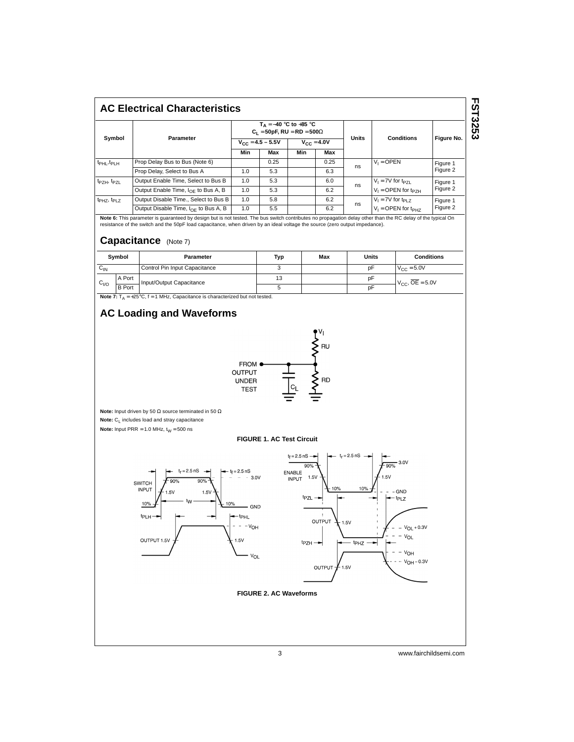## AC Electrical Characteristics

| Symbol | Parameter | $T_A = -40$ °C to +85 °C $C_L = 50pF$, RU = RD = 500Ω | | | | Units | Conditions | Figure No. |
|---|---|---|---|---|---|---|---|---|
| | | $V_{CC} = 4.5 - 5.5V$ | | $V_{CC} = 4.0V$ | | | | |
| | | Min | Max | Min | Max | | | |
| $t_{PHL}, t_{PLH}$ | Prop Delay Bus to Bus (Note 6) | | 0.25 | | 0.25 | ns | $V_I$ = OPEN | Figure 1 Figure 2 |
| | Prop Delay, Select to Bus A | 1.0 | 5.3 | | 6.3 | | | |
| $t_{PZH}, t_{PZL}$ | Output Enable Time, Select to Bus B | 1.0 | 5.3 | | 6.0 | ns | $V_I$ = 7V for $t_{PZL}$ | Figure 1 Figure 2 |
| | Output Enable Time, $I_{OE}$ to Bus A, B | 1.0 | 5.3 | | 6.2 | | $V_I$ = OPEN for $t_{PZH}$ | |
| $t_{PHZ}, t_{PLZ}$ | Output Disable Time., Select to Bus B | 1.0 | 5.8 | | 6.2 | ns | $V_I$ = 7V for $t_{PLZ}$ | Figure 1 Figure 2 |
| | Output Disable Time, $I_{OE}$ to Bus A, B | 1.0 | 5.5 | | 6.2 | | $V_I$ = OPEN for $t_{PHZ}$ | |

**Note 6:** This parameter is guaranteed by design but is not tested. The bus switch contributes no propagation delay other than the RC delay of the typical On resistance of the switch and the 50pF load capacitance, when driven by an ideal voltage the source (zero output impedance).

## Capacitance (Note 7)

| Symbol | | Parameter | Typ | Max | Units | Conditions |
|---|---|---|---|---|---|---|
| $C_{IN}$ | | Control Pin Input Capacitance | 3 | | pF | $V_{CC}$ = 5.0V |
| $C_{I/O}$ | A Port | Input/Output Capacitance | 13 | | pF | $V_{CC}$, $\overline{OE}$ = 5.0V |
| | B Port | | 5 | | pF | |

**Note 7:** $T_A$ = +25°C, f = 1 MHz, Capacitance is characterized but not tested.

## AC Loading and Waveforms

**Note:** Input driven by 50 Ω source terminated in 50 Ω

**Note:** $C_L$ includes load and stray capacitance

**Note:** Input PRR = 1.0 MHz, $t_W$ = 500 ns

**FIGURE 1. AC Test Circuit**

**FIGURE 2. AC Waveforms**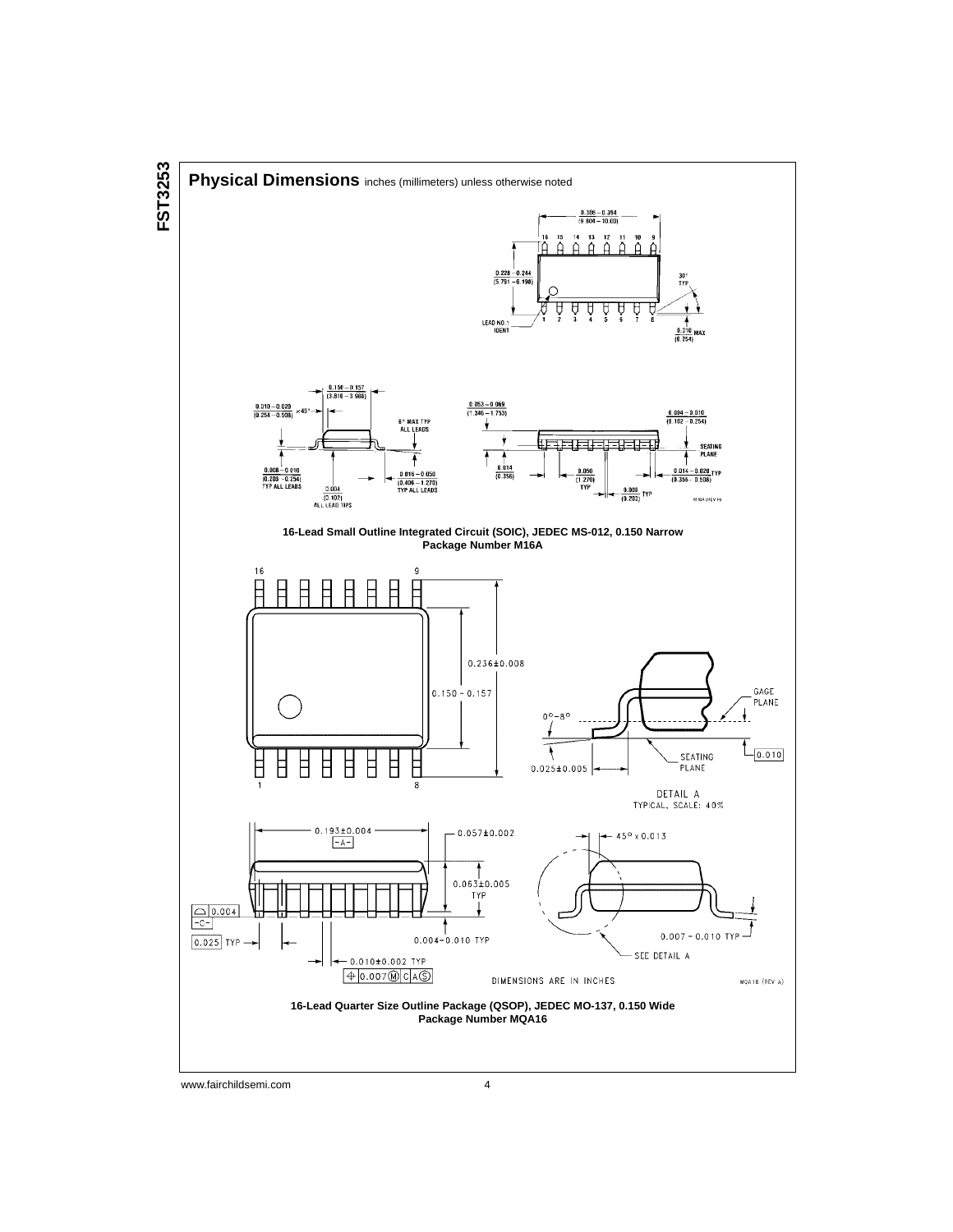## Physical Dimensions inches (millimeters) unless otherwise noted

16-Lead Small Outline Integrated Circuit (SOIC), JEDEC MS-012, 0.150 Narrow
Package Number M16A

16-Lead Quarter Size Outline Package (QSOP), JEDEC MO-137, 0.150 Wide
Package Number MQA16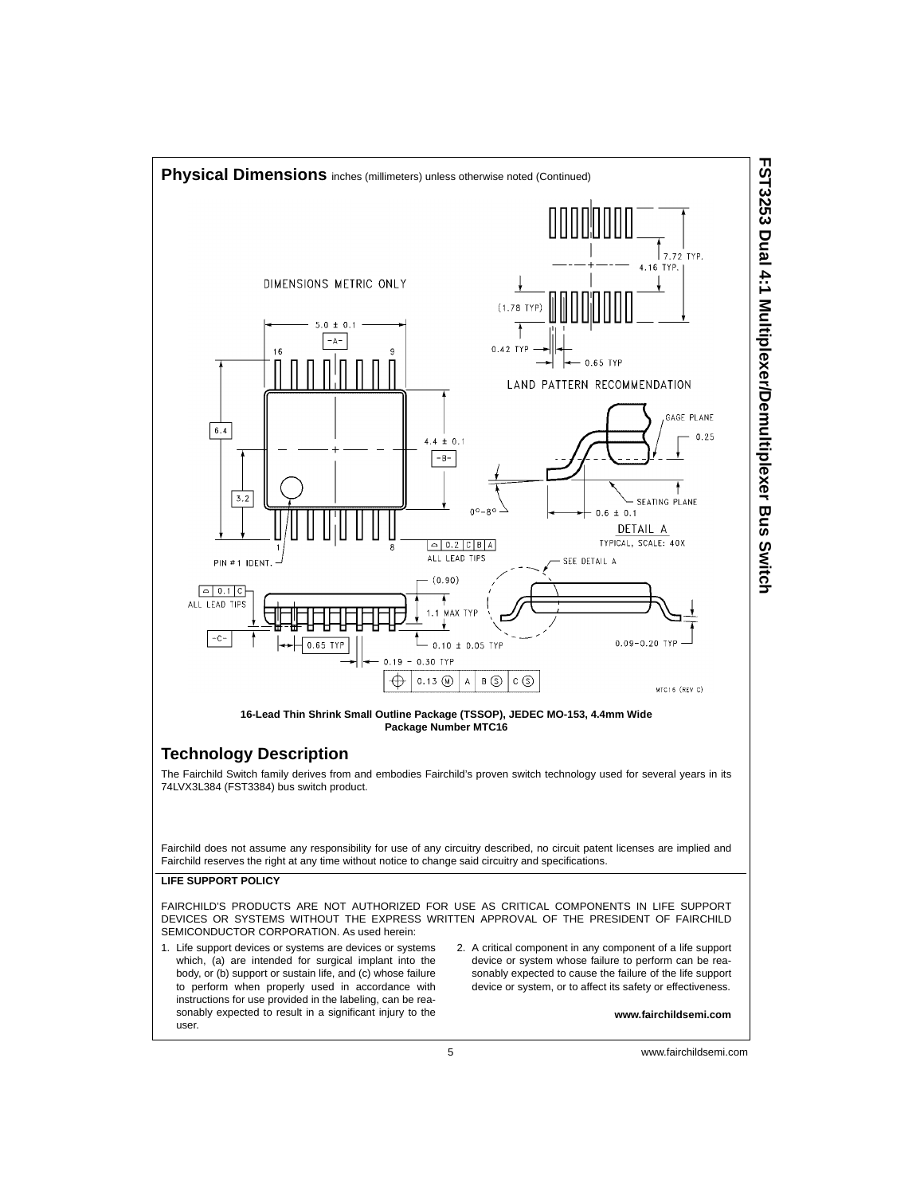## Physical Dimensions inches (millimeters) unless otherwise noted (Continued)

DIMENSIONS METRIC ONLY

5.0 ± 0.1

-A-

16

9

6.4

4.4 ± 0.1

-B-

3.2

1

8

PIN #1 IDENT.

0.2 C B A

ALL LEAD TIPS

7.72 TYP.

4.16 TYP.

(1.78 TYP)

0.42 TYP

0.65 TYP

LAND PATTERN RECOMMENDATION

GAGE PLANE

0.25

SEATING PLANE

0°–8°

0.6 ± 0.1

DETAIL A

TYPICAL, SCALE: 40X

SEE DETAIL A

0.1 C

ALL LEAD TIPS

(0.90)

1.1 MAX TYP

-C-

0.65 TYP

0.10 ± 0.05 TYP

0.19 – 0.30 TYP

0.13 M A B S C S

0.09–0.20 TYP

MTC16 (REV C)

**16-Lead Thin Shrink Small Outline Package (TSSOP), JEDEC MO-153, 4.4mm Wide**
**Package Number MTC16**

## Technology Description

The Fairchild Switch family derives from and embodies Fairchild's proven switch technology used for several years in its 74LVX3L384 (FST3384) bus switch product.

Fairchild does not assume any responsibility for use of any circuitry described, no circuit patent licenses are implied and Fairchild reserves the right at any time without notice to change said circuitry and specifications.

**LIFE SUPPORT POLICY**

FAIRCHILD'S PRODUCTS ARE NOT AUTHORIZED FOR USE AS CRITICAL COMPONENTS IN LIFE SUPPORT DEVICES OR SYSTEMS WITHOUT THE EXPRESS WRITTEN APPROVAL OF THE PRESIDENT OF FAIRCHILD SEMICONDUCTOR CORPORATION. As used herein:

1. Life support devices or systems are devices or systems which, (a) are intended for surgical implant into the body, or (b) support or sustain life, and (c) whose failure to perform when properly used in accordance with instructions for use provided in the labeling, can be reasonably expected to result in a significant injury to the user.

2. A critical component in any component of a life support device or system whose failure to perform can be reasonably expected to cause the failure of the life support device or system, or to affect its safety or effectiveness.

**www.fairchildsemi.com**